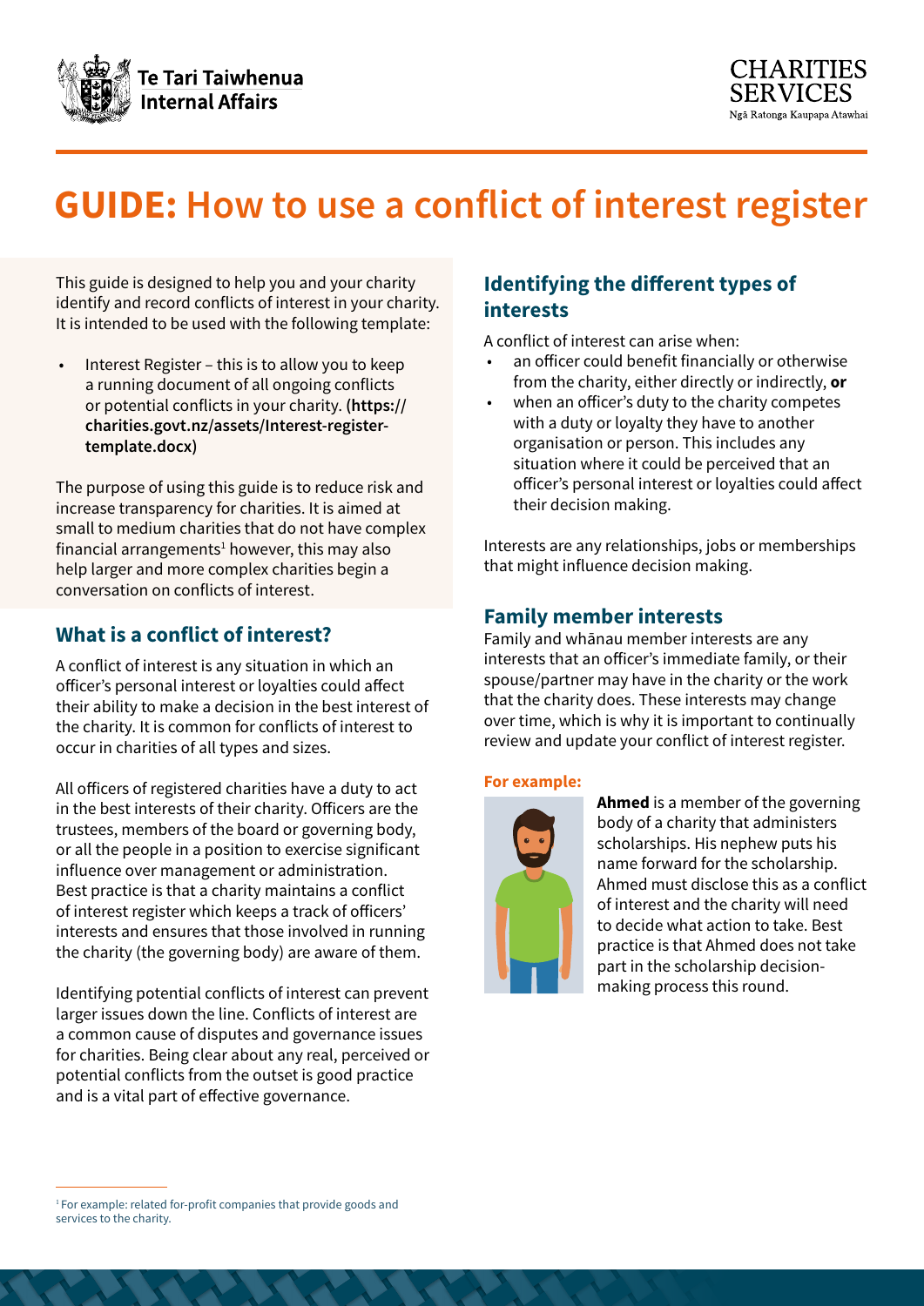# GUIDE: How to use a conflict of interest register

This guide is designed to help you and your charity identify and record conflicts of interest in your charity. It is intended to be used with the following template:

- Interest Register – this is to allow you to keep a running document of all ongoing conflicts or potential conflicts in your charity. (**https://charities.govt.nz/assets/Interest-register-template.docx**)

The purpose of using this guide is to reduce risk and increase transparency for charities. It is aimed at small to medium charities that do not have complex financial arrangements[1] however, this may also help larger and more complex charities begin a conversation on conflicts of interest.

## What is a conflict of interest?

A conflict of interest is any situation in which an officer's personal interest or loyalties could affect their ability to make a decision in the best interest of the charity. It is common for conflicts of interest to occur in charities of all types and sizes.

All officers of registered charities have a duty to act in the best interests of their charity. Officers are the trustees, members of the board or governing body, or all the people in a position to exercise significant influence over management or administration. Best practice is that a charity maintains a conflict of interest register which keeps a track of officers' interests and ensures that those involved in running the charity (the governing body) are aware of them.

Identifying potential conflicts of interest can prevent larger issues down the line. Conflicts of interest are a common cause of disputes and governance issues for charities. Being clear about any real, perceived or potential conflicts from the outset is good practice and is a vital part of effective governance.

## Identifying the different types of interests

A conflict of interest can arise when:

- an officer could benefit financially or otherwise from the charity, either directly or indirectly, **or**
- when an officer's duty to the charity competes with a duty or loyalty they have to another organisation or person. This includes any situation where it could be perceived that an officer's personal interest or loyalties could affect their decision making.

Interests are any relationships, jobs or memberships that might influence decision making.

## Family member interests

Family and whānau member interests are any interests that an officer's immediate family, or their spouse/partner may have in the charity or the work that the charity does. These interests may change over time, which is why it is important to continually review and update your conflict of interest register.

**For example:**

**Ahmed** is a member of the governing body of a charity that administers scholarships. His nephew puts his name forward for the scholarship. Ahmed must disclose this as a conflict of interest and the charity will need to decide what action to take. Best practice is that Ahmed does not take part in the scholarship decision-making process this round.

[1] For example: related for-profit companies that provide goods and services to the charity.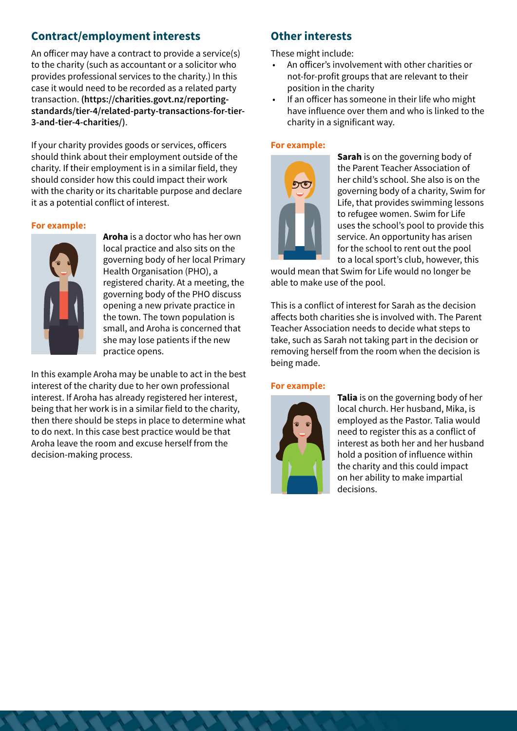## Contract/employment interests

An officer may have a contract to provide a service(s) to the charity (such as accountant or a solicitor who provides professional services to the charity.) In this case it would need to be recorded as a related party transaction. **(https://charities.govt.nz/reporting-standards/tier-4/related-party-transactions-for-tier-3-and-tier-4-charities/)**.

If your charity provides goods or services, officers should think about their employment outside of the charity. If their employment is in a similar field, they should consider how this could impact their work with the charity or its charitable purpose and declare it as a potential conflict of interest.

**For example:**

**Aroha** is a doctor who has her own local practice and also sits on the governing body of her local Primary Health Organisation (PHO), a registered charity. At a meeting, the governing body of the PHO discuss opening a new private practice in the town. The town population is small, and Aroha is concerned that she may lose patients if the new practice opens.

In this example Aroha may be unable to act in the best interest of the charity due to her own professional interest. If Aroha has already registered her interest, being that her work is in a similar field to the charity, then there should be steps in place to determine what to do next. In this case best practice would be that Aroha leave the room and excuse herself from the decision-making process.

## Other interests

These might include:

- An officer's involvement with other charities or not-for-profit groups that are relevant to their position in the charity
- If an officer has someone in their life who might have influence over them and who is linked to the charity in a significant way.

**For example:**

**Sarah** is on the governing body of the Parent Teacher Association of her child's school. She also is on the governing body of a charity, Swim for Life, that provides swimming lessons to refugee women. Swim for Life uses the school's pool to provide this service. An opportunity has arisen for the school to rent out the pool to a local sport's club, however, this would mean that Swim for Life would no longer be able to make use of the pool.

This is a conflict of interest for Sarah as the decision affects both charities she is involved with. The Parent Teacher Association needs to decide what steps to take, such as Sarah not taking part in the decision or removing herself from the room when the decision is being made.

**For example:**

**Talia** is on the governing body of her local church. Her husband, Mika, is employed as the Pastor. Talia would need to register this as a conflict of interest as both her and her husband hold a position of influence within the charity and this could impact on her ability to make impartial decisions.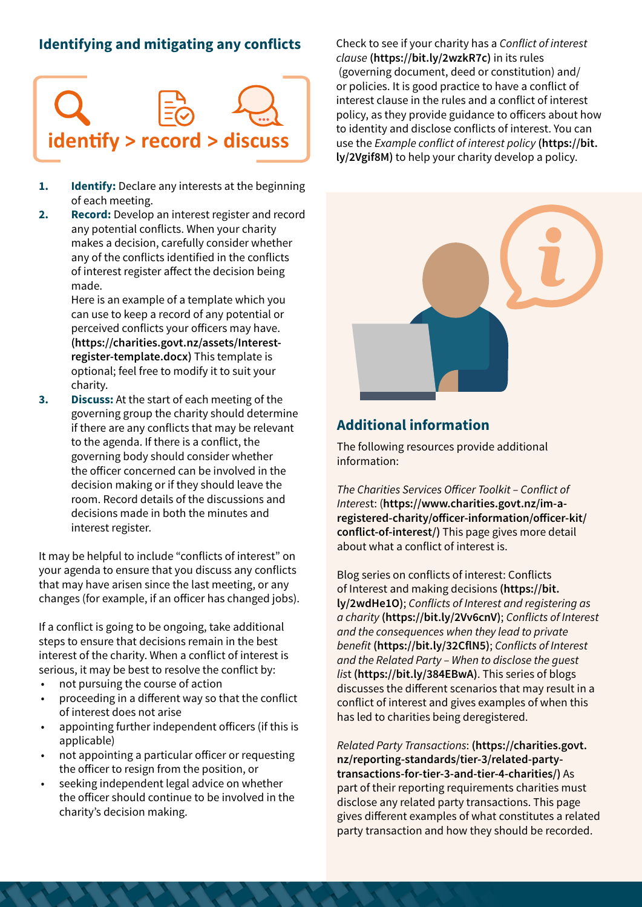## Identifying and mitigating any conflicts

identify > record > discuss

1. **Identify:** Declare any interests at the beginning of each meeting.
2. **Record:** Develop an interest register and record any potential conflicts. When your charity makes a decision, carefully consider whether any of the conflicts identified in the conflicts of interest register affect the decision being made.

   Here is an example of a template which you can use to keep a record of any potential or perceived conflicts your officers may have. **(https://charities.govt.nz/assets/Interest-register-template.docx)** This template is optional; feel free to modify it to suit your charity.
3. **Discuss:** At the start of each meeting of the governing group the charity should determine if there are any conflicts that may be relevant to the agenda. If there is a conflict, the governing body should consider whether the officer concerned can be involved in the decision making or if they should leave the room. Record details of the discussions and decisions made in both the minutes and interest register.

It may be helpful to include "conflicts of interest" on your agenda to ensure that you discuss any conflicts that may have arisen since the last meeting, or any changes (for example, if an officer has changed jobs).

If a conflict is going to be ongoing, take additional steps to ensure that decisions remain in the best interest of the charity. When a conflict of interest is serious, it may be best to resolve the conflict by:

- not pursuing the course of action
- proceeding in a different way so that the conflict of interest does not arise
- appointing further independent officers (if this is applicable)
- not appointing a particular officer or requesting the officer to resign from the position, or
- seeking independent legal advice on whether the officer should continue to be involved in the charity's decision making.

Check to see if your charity has a *Conflict of interest clause* **(https://bit.ly/2wzkR7c)** in its rules (governing document, deed or constitution) and/or policies. It is good practice to have a conflict of interest clause in the rules and a conflict of interest policy, as they provide guidance to officers about how to identity and disclose conflicts of interest. You can use the *Example conflict of interest policy* **(https://bit.ly/2Vgif8M)** to help your charity develop a policy.

## Additional information

The following resources provide additional information:

*The Charities Services Officer Toolkit – Conflict of Interest*: (**https://www.charities.govt.nz/im-a-registered-charity/officer-information/officer-kit/conflict-of-interest/)** This page gives more detail about what a conflict of interest is.

Blog series on conflicts of interest: Conflicts of Interest and making decisions **(https://bit.ly/2wdHe1O)**; *Conflicts of Interest and registering as a charity* **(https://bit.ly/2Vv6cnV)**; *Conflicts of Interest and the consequences when they lead to private benefit* **(https://bit.ly/32CflN5)**; *Conflicts of Interest and the Related Party – When to disclose the guest list* **(https://bit.ly/384EBwA)**. This series of blogs discusses the different scenarios that may result in a conflict of interest and gives examples of when this has led to charities being deregistered.

*Related Party Transactions*: **(https://charities.govt.nz/reporting-standards/tier-3/related-party-transactions-for-tier-3-and-tier-4-charities/)** As part of their reporting requirements charities must disclose any related party transactions. This page gives different examples of what constitutes a related party transaction and how they should be recorded.